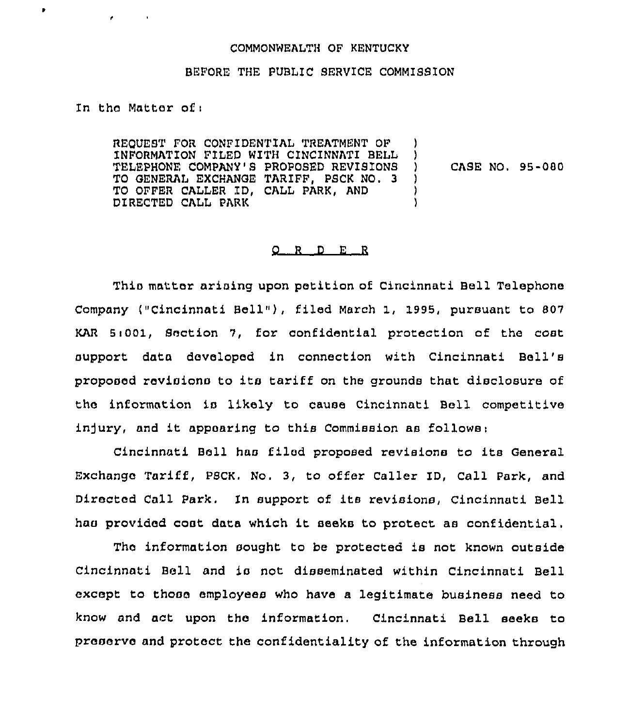COMMONWEALTH OF KENTUCKY

BEFORE THE PUBLIC SERVICE COMMISSION

In the Matter of:

REQUEST FOR CONFIDENTIAL TREATMENT OF INFORMATION FILED WITH CINCINNATI BELL TELEPHONE COMPANY'S PROPOSED REVISIONS TO GENERAL EXCHANGE TARIFF, PSCK NO. 3 TO OFFER CALLER ID, CALL PARK, AND DIRECTED CALL PARK ) CASE NO. 95-080

O R D E R

This matter arising upon petition of Cincinnati Bell Telephone Company ("Cincinnati Bell"), filed March 1, 1995, pursuant to 807 KAR 5:001, Section 7, for confidential protection of the cost support data developed in connection with Cincinnati Bell's proposed revisions to its tariff on the grounds that disclosure of the information is likely to cause Cincinnati Bell competitive injury, and it appearing to this Commission as follows:

Cincinnati Bell has filed proposed revisions to its General Exchange Tariff, PSCK. No. 3, to offer Caller ID, Call Park, and Directed Call Park. In support of its revisions, Cincinnati Bell has provided cost data which it seeks to protect as confidential.

The information sought to be protected is not known outside Cincinnati Bell and is not disseminated within Cincinnati Bell except to those employees who have a legitimate business need to know and act upon the information. Cincinnati Bell seeks to preserve and protect the confidentiality of the information through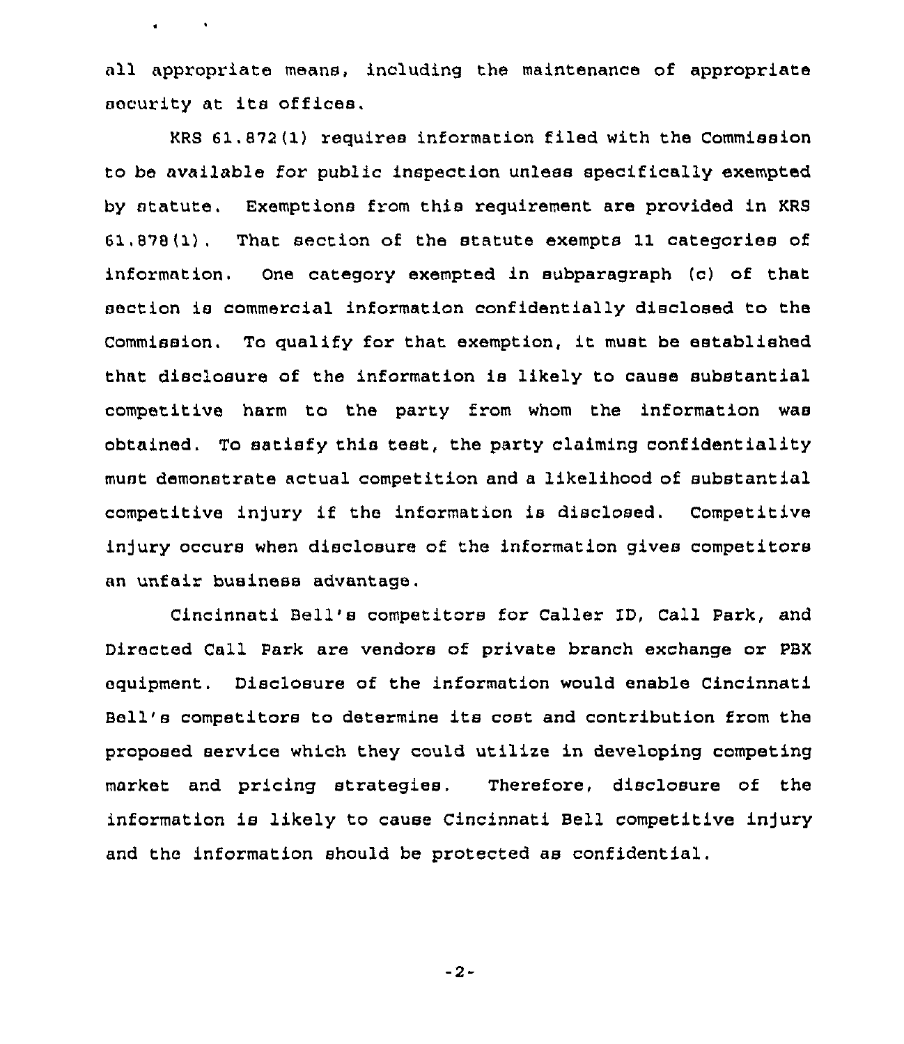all appropriate means, including the maintenance of appropriate security at its offices.

KRS 61.872(1) requires information filed with the Commission to be available for public inspection unless specifically exempted by statute. Exemptions from this requirement are provided in KRS 61.878(1). That section of the statute exempts 11 categories of information. One category exempted in subparagraph (c) of that section is commercial information confidentially disclosed to the Commission. To qualify for that exemption, it must be established that disclosure of the information is likely to cause substantial competitive harm to the party from whom the information was obtained. To satisfy this test, the party claiming confidentiality must demonstrate actual competition and a likelihood of substantial competitive injury if the information is disclosed. Competitive injury occurs when disclosure of the information gives competitors an unfair business advantage.

Cincinnati Bell's competitors for Caller ID, Call Park, and Directed Call Park are vendors of private branch exchange or PBX equipment. Disclosure of the information would enable Cincinnati Bell's competitors to determine its cost and contribution from the proposed service which they could utilize in developing competing market and pricing strategies. Therefore, disclosure of the information is likely to cause Cincinnati Bell competitive injury and the information should be protected as confidential.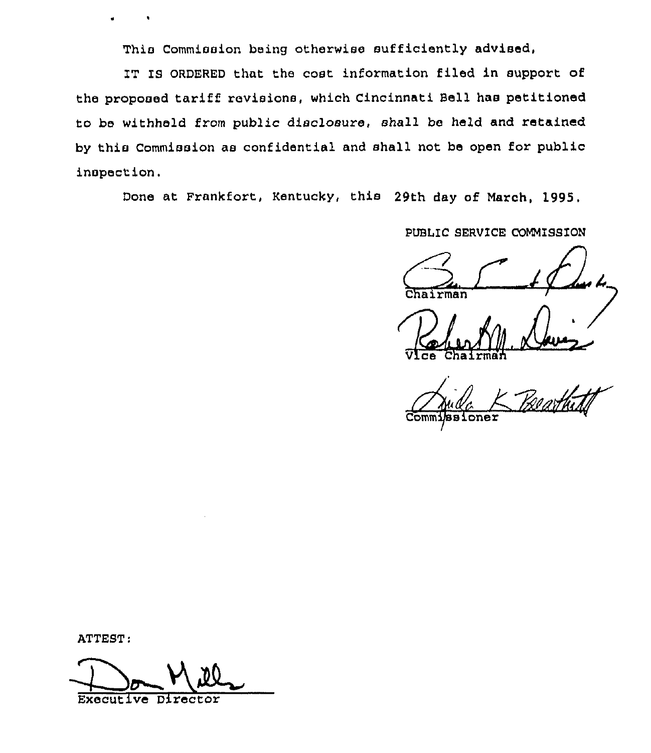This Commission being otherwise sufficiently advised,

IT IS ORDERED that the cost information filed in support of the proposed tariff revisions, which Cincinnati Bell has petitioned to be withheld from public disclosure, shall be held and retained by this Commission as confidential and shall not be open for public inspection.

Done at Frankfort, Kentucky, this 29th day of March, 1995.

PUBLIC SERVICE COMMISSION

Chairman

Vice Chairman

Commissioner

ATTEST:

Executive Director